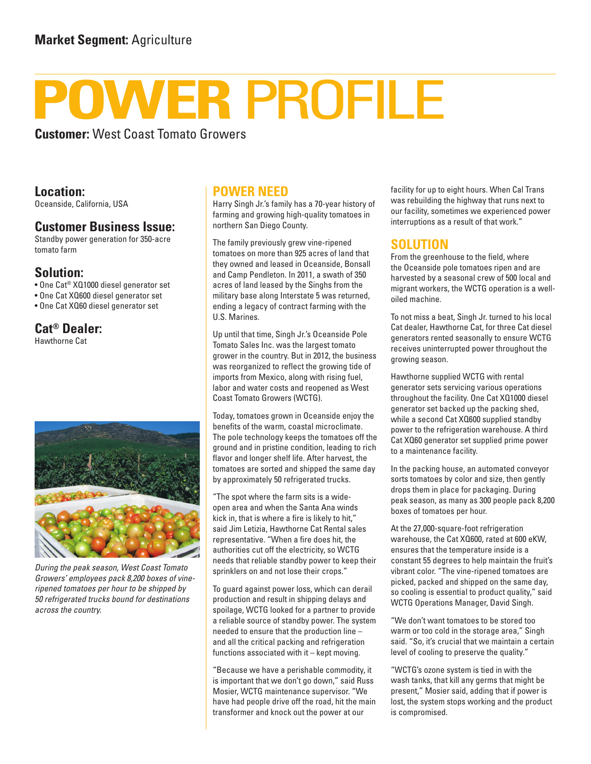**Market Segment:** Agriculture

# POWER PROFILE

**Customer:** West Coast Tomato Growers

## Location:

Oceanside, California, USA

## Customer Business Issue:

Standby power generation for 350-acre tomato farm

## Solution:

- One Cat® XQ1000 diesel generator set
- One Cat XQ600 diesel generator set
- One Cat XQ60 diesel generator set

## Cat® Dealer:

Hawthorne Cat

*During the peak season, West Coast Tomato Growers' employees pack 8,200 boxes of vine-ripened tomatoes per hour to be shipped by 50 refrigerated trucks bound for destinations across the country.*

## POWER NEED

Harry Singh Jr.'s family has a 70-year history of farming and growing high-quality tomatoes in northern San Diego County.

The family previously grew vine-ripened tomatoes on more than 925 acres of land that they owned and leased in Oceanside, Bonsall and Camp Pendleton. In 2011, a swath of 350 acres of land leased by the Singhs from the military base along Interstate 5 was returned, ending a legacy of contract farming with the U.S. Marines.

Up until that time, Singh Jr.'s Oceanside Pole Tomato Sales Inc. was the largest tomato grower in the country. But in 2012, the business was reorganized to reflect the growing tide of imports from Mexico, along with rising fuel, labor and water costs and reopened as West Coast Tomato Growers (WCTG).

Today, tomatoes grown in Oceanside enjoy the benefits of the warm, coastal microclimate. The pole technology keeps the tomatoes off the ground and in pristine condition, leading to rich flavor and longer shelf life. After harvest, the tomatoes are sorted and shipped the same day by approximately 50 refrigerated trucks.

"The spot where the farm sits is a wide-open area and when the Santa Ana winds kick in, that is where a fire is likely to hit," said Jim Letizia, Hawthorne Cat Rental sales representative. "When a fire does hit, the authorities cut off the electricity, so WCTG needs that reliable standby power to keep their sprinklers on and not lose their crops."

To guard against power loss, which can derail production and result in shipping delays and spoilage, WCTG looked for a partner to provide a reliable source of standby power. The system needed to ensure that the production line – and all the critical packing and refrigeration functions associated with it – kept moving.

"Because we have a perishable commodity, it is important that we don't go down," said Russ Mosier, WCTG maintenance supervisor. "We have had people drive off the road, hit the main transformer and knock out the power at our facility for up to eight hours. When Cal Trans was rebuilding the highway that runs next to our facility, sometimes we experienced power interruptions as a result of that work."

## SOLUTION

From the greenhouse to the field, where the Oceanside pole tomatoes ripen and are harvested by a seasonal crew of 500 local and migrant workers, the WCTG operation is a well-oiled machine.

To not miss a beat, Singh Jr. turned to his local Cat dealer, Hawthorne Cat, for three Cat diesel generators rented seasonally to ensure WCTG receives uninterrupted power throughout the growing season.

Hawthorne supplied WCTG with rental generator sets servicing various operations throughout the facility. One Cat XQ1000 diesel generator set backed up the packing shed, while a second Cat XQ600 supplied standby power to the refrigeration warehouse. A third Cat XQ60 generator set supplied prime power to a maintenance facility.

In the packing house, an automated conveyor sorts tomatoes by color and size, then gently drops them in place for packaging. During peak season, as many as 300 people pack 8,200 boxes of tomatoes per hour.

At the 27,000-square-foot refrigeration warehouse, the Cat XQ600, rated at 600 eKW, ensures that the temperature inside is a constant 55 degrees to help maintain the fruit's vibrant color. "The vine-ripened tomatoes are picked, packed and shipped on the same day, so cooling is essential to product quality," said WCTG Operations Manager, David Singh.

"We don't want tomatoes to be stored too warm or too cold in the storage area," Singh said. "So, it's crucial that we maintain a certain level of cooling to preserve the quality."

"WCTG's ozone system is tied in with the wash tanks, that kill any germs that might be present," Mosier said, adding that if power is lost, the system stops working and the product is compromised.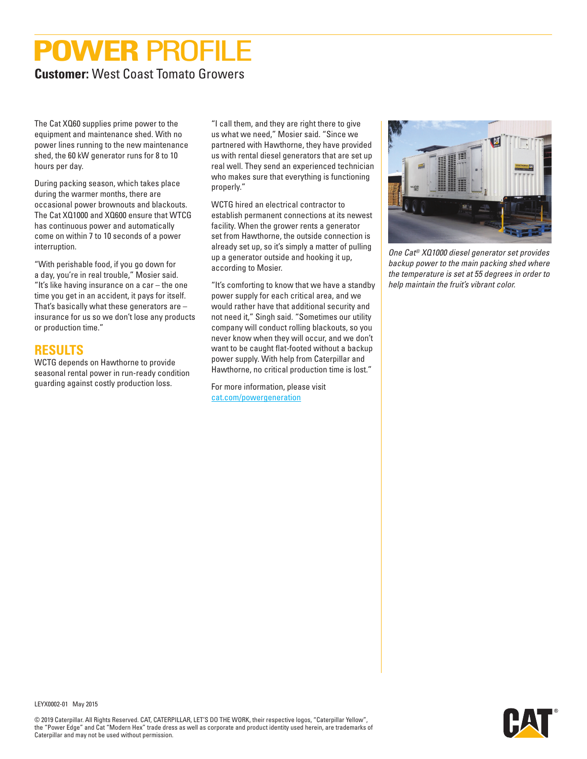# POWER PROFILE

**Customer:** West Coast Tomato Growers

The Cat XQ60 supplies prime power to the equipment and maintenance shed. With no power lines running to the new maintenance shed, the 60 kW generator runs for 8 to 10 hours per day.

During packing season, which takes place during the warmer months, there are occasional power brownouts and blackouts. The Cat XQ1000 and XQ600 ensure that WTCG has continuous power and automatically come on within 7 to 10 seconds of a power interruption.

"With perishable food, if you go down for a day, you're in real trouble," Mosier said. "It's like having insurance on a car – the one time you get in an accident, it pays for itself. That's basically what these generators are – insurance for us so we don't lose any products or production time."

## RESULTS

WCTG depends on Hawthorne to provide seasonal rental power in run-ready condition guarding against costly production loss.

"I call them, and they are right there to give us what we need," Mosier said. "Since we partnered with Hawthorne, they have provided us with rental diesel generators that are set up real well. They send an experienced technician who makes sure that everything is functioning properly."

WCTG hired an electrical contractor to establish permanent connections at its newest facility. When the grower rents a generator set from Hawthorne, the outside connection is already set up, so it's simply a matter of pulling up a generator outside and hooking it up, according to Mosier.

"It's comforting to know that we have a standby power supply for each critical area, and we would rather have that additional security and not need it," Singh said. "Sometimes our utility company will conduct rolling blackouts, so you never know when they will occur, and we don't want to be caught flat-footed without a backup power supply. With help from Caterpillar and Hawthorne, no critical production time is lost."

For more information, please visit [cat.com/powergeneration](cat.com/powergeneration)

*One Cat® XQ1000 diesel generator set provides backup power to the main packing shed where the temperature is set at 55 degrees in order to help maintain the fruit's vibrant color.*

LEYX0002-01 May 2015

© 2019 Caterpillar. All Rights Reserved. CAT, CATERPILLAR, LET'S DO THE WORK, their respective logos, "Caterpillar Yellow", the "Power Edge" and Cat "Modern Hex" trade dress as well as corporate and product identity used herein, are trademarks of Caterpillar and may not be used without permission.